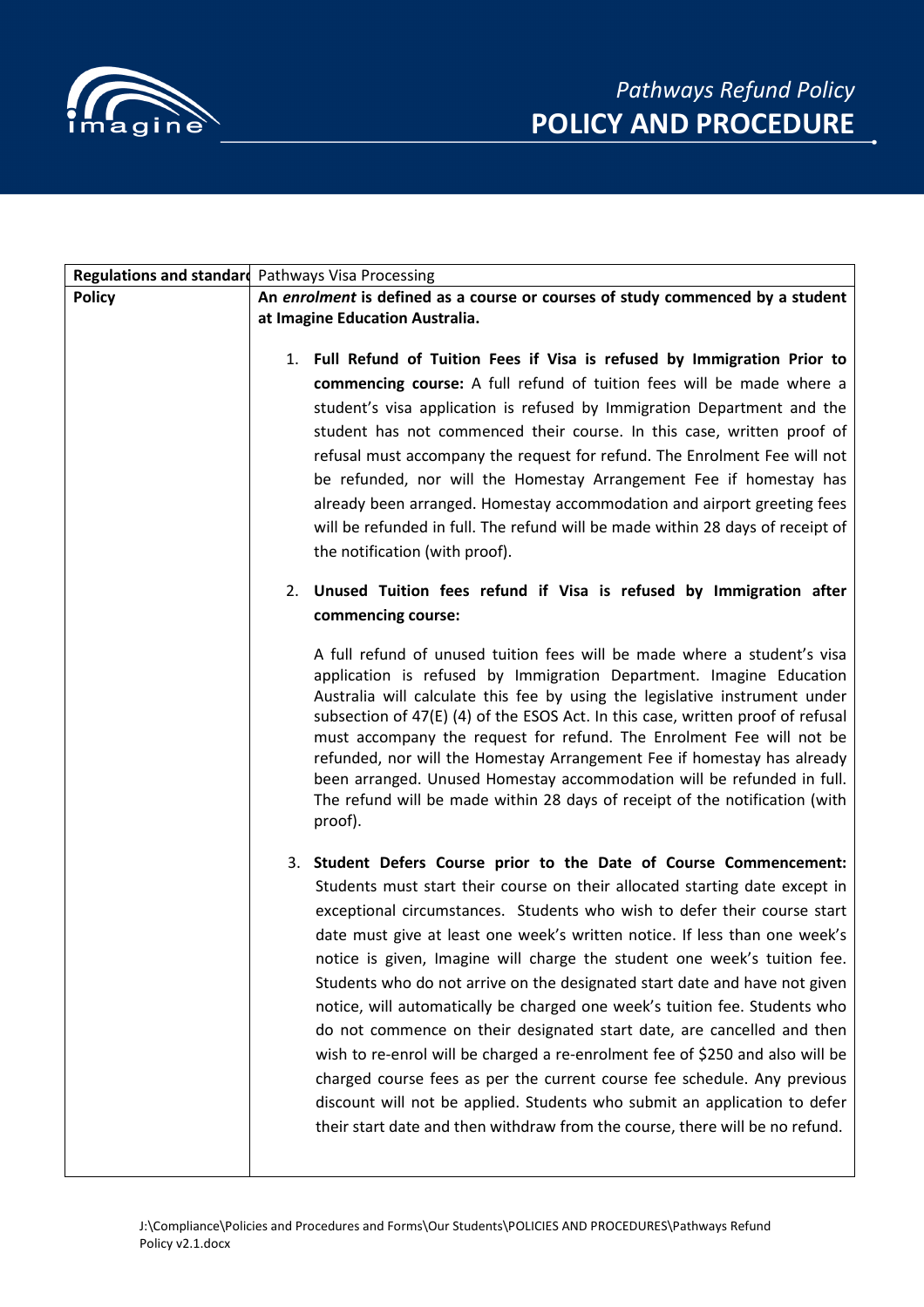# Pathways Refund Policy

# POLICY AND PROCEDURE

| Regulations and standard | Pathways Visa Processing |
|---|---|
| Policy | **An *enrolment* is defined as a course or courses of study commenced by a student at Imagine Education Australia.**<br><br>1. **Full Refund of Tuition Fees if Visa is refused by Immigration Prior to commencing course:** A full refund of tuition fees will be made where a student's visa application is refused by Immigration Department and the student has not commenced their course. In this case, written proof of refusal must accompany the request for refund. The Enrolment Fee will not be refunded, nor will the Homestay Arrangement Fee if homestay has already been arranged. Homestay accommodation and airport greeting fees will be refunded in full. The refund will be made within 28 days of receipt of the notification (with proof).<br><br>2. **Unused Tuition fees refund if Visa is refused by Immigration after commencing course:**<br><br>A full refund of unused tuition fees will be made where a student's visa application is refused by Immigration Department. Imagine Education Australia will calculate this fee by using the legislative instrument under subsection of 47(E) (4) of the ESOS Act. In this case, written proof of refusal must accompany the request for refund. The Enrolment Fee will not be refunded, nor will the Homestay Arrangement Fee if homestay has already been arranged. Unused Homestay accommodation will be refunded in full. The refund will be made within 28 days of receipt of the notification (with proof).<br><br>3. **Student Defers Course prior to the Date of Course Commencement:** Students must start their course on their allocated starting date except in exceptional circumstances. Students who wish to defer their course start date must give at least one week's written notice. If less than one week's notice is given, Imagine will charge the student one week's tuition fee. Students who do not arrive on the designated start date and have not given notice, will automatically be charged one week's tuition fee. Students who do not commence on their designated start date, are cancelled and then wish to re-enrol will be charged a re-enrolment fee of $250 and also will be charged course fees as per the current course fee schedule. Any previous discount will not be applied. Students who submit an application to defer their start date and then withdraw from the course, there will be no refund. |

J:\Compliance\Policies and Procedures and Forms\Our Students\POLICIES AND PROCEDURES\Pathways Refund Policy v2.1.docx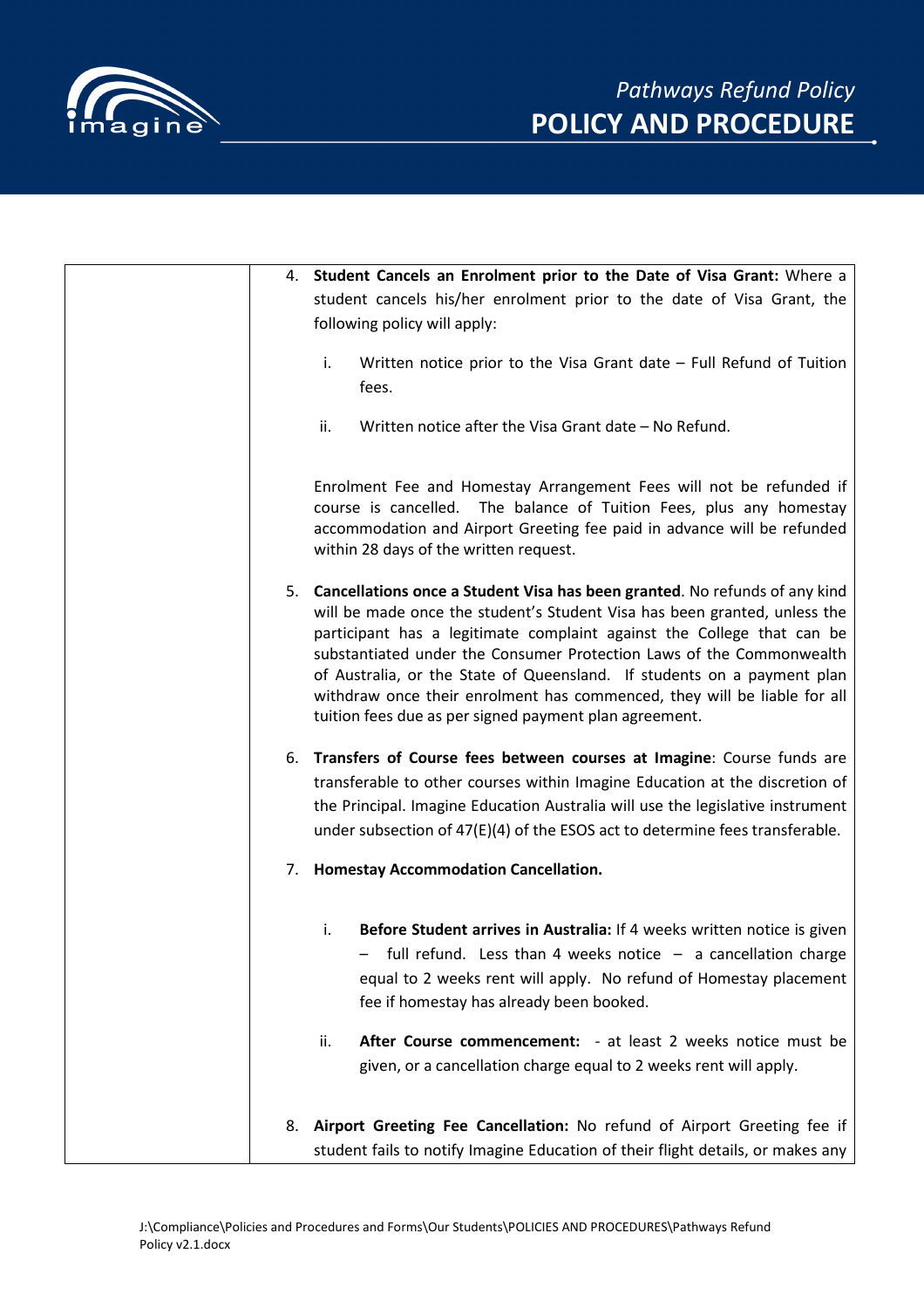4. **Student Cancels an Enrolment prior to the Date of Visa Grant:** Where a student cancels his/her enrolment prior to the date of Visa Grant, the following policy will apply:

   i. Written notice prior to the Visa Grant date – Full Refund of Tuition fees.

   ii. Written notice after the Visa Grant date – No Refund.

   Enrolment Fee and Homestay Arrangement Fees will not be refunded if course is cancelled. The balance of Tuition Fees, plus any homestay accommodation and Airport Greeting fee paid in advance will be refunded within 28 days of the written request.

5. **Cancellations once a Student Visa has been granted**. No refunds of any kind will be made once the student's Student Visa has been granted, unless the participant has a legitimate complaint against the College that can be substantiated under the Consumer Protection Laws of the Commonwealth of Australia, or the State of Queensland. If students on a payment plan withdraw once their enrolment has commenced, they will be liable for all tuition fees due as per signed payment plan agreement.

6. **Transfers of Course fees between courses at Imagine**: Course funds are transferable to other courses within Imagine Education at the discretion of the Principal. Imagine Education Australia will use the legislative instrument under subsection of 47(E)(4) of the ESOS act to determine fees transferable.

7. **Homestay Accommodation Cancellation.**

   i. **Before Student arrives in Australia:** If 4 weeks written notice is given – full refund. Less than 4 weeks notice – a cancellation charge equal to 2 weeks rent will apply. No refund of Homestay placement fee if homestay has already been booked.

   ii. **After Course commencement:** - at least 2 weeks notice must be given, or a cancellation charge equal to 2 weeks rent will apply.

8. **Airport Greeting Fee Cancellation:** No refund of Airport Greeting fee if student fails to notify Imagine Education of their flight details, or makes any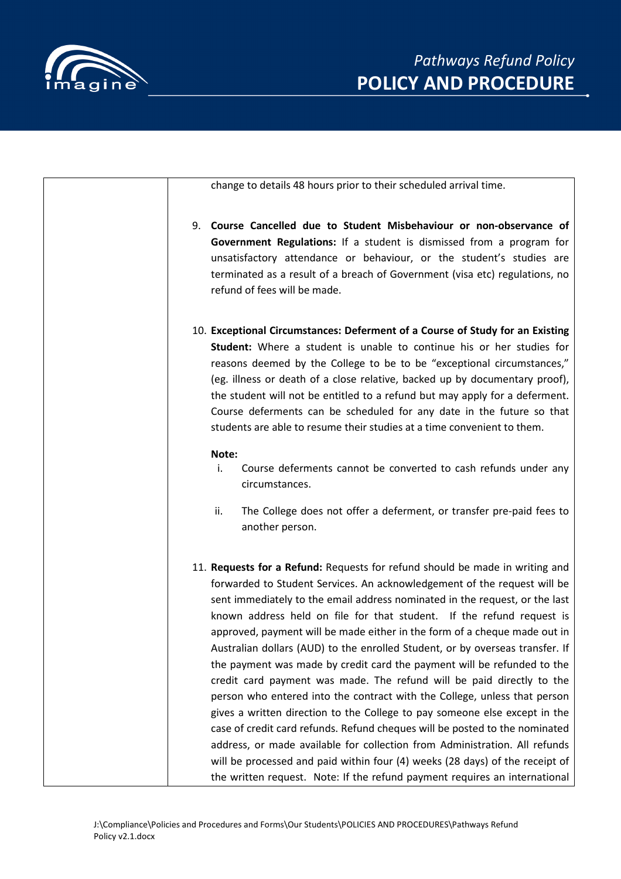change to details 48 hours prior to their scheduled arrival time.

9. **Course Cancelled due to Student Misbehaviour or non-observance of Government Regulations:** If a student is dismissed from a program for unsatisfactory attendance or behaviour, or the student's studies are terminated as a result of a breach of Government (visa etc) regulations, no refund of fees will be made.

10. **Exceptional Circumstances: Deferment of a Course of Study for an Existing Student:** Where a student is unable to continue his or her studies for reasons deemed by the College to be to be "exceptional circumstances," (eg. illness or death of a close relative, backed up by documentary proof), the student will not be entitled to a refund but may apply for a deferment. Course deferments can be scheduled for any date in the future so that students are able to resume their studies at a time convenient to them.

    **Note:**

    i. Course deferments cannot be converted to cash refunds under any circumstances.

    ii. The College does not offer a deferment, or transfer pre-paid fees to another person.

11. **Requests for a Refund:** Requests for refund should be made in writing and forwarded to Student Services. An acknowledgement of the request will be sent immediately to the email address nominated in the request, or the last known address held on file for that student. If the refund request is approved, payment will be made either in the form of a cheque made out in Australian dollars (AUD) to the enrolled Student, or by overseas transfer. If the payment was made by credit card the payment will be refunded to the credit card payment was made. The refund will be paid directly to the person who entered into the contract with the College, unless that person gives a written direction to the College to pay someone else except in the case of credit card refunds. Refund cheques will be posted to the nominated address, or made available for collection from Administration. All refunds will be processed and paid within four (4) weeks (28 days) of the receipt of the written request. Note: If the refund payment requires an international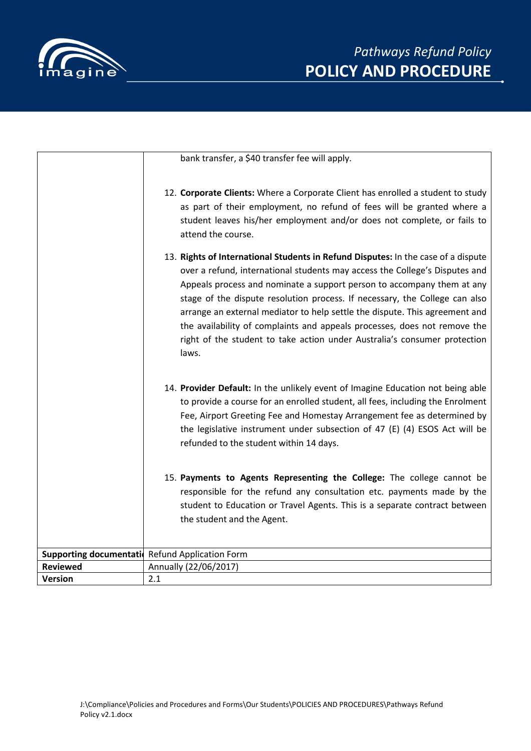| | |
|---|---|
| | bank transfer, a $40 transfer fee will apply.<br><br>12. **Corporate Clients:** Where a Corporate Client has enrolled a student to study as part of their employment, no refund of fees will be granted where a student leaves his/her employment and/or does not complete, or fails to attend the course.<br><br>13. **Rights of International Students in Refund Disputes:** In the case of a dispute over a refund, international students may access the College's Disputes and Appeals process and nominate a support person to accompany them at any stage of the dispute resolution process. If necessary, the College can also arrange an external mediator to help settle the dispute. This agreement and the availability of complaints and appeals processes, does not remove the right of the student to take action under Australia's consumer protection laws.<br><br>14. **Provider Default:** In the unlikely event of Imagine Education not being able to provide a course for an enrolled student, all fees, including the Enrolment Fee, Airport Greeting Fee and Homestay Arrangement fee as determined by the legislative instrument under subsection of 47 (E) (4) ESOS Act will be refunded to the student within 14 days.<br><br>15. **Payments to Agents Representing the College:** The college cannot be responsible for the refund any consultation etc. payments made by the student to Education or Travel Agents. This is a separate contract between the student and the Agent. |
| **Supporting documentati** | Refund Application Form |
| **Reviewed** | Annually (22/06/2017) |
| **Version** | 2.1 |